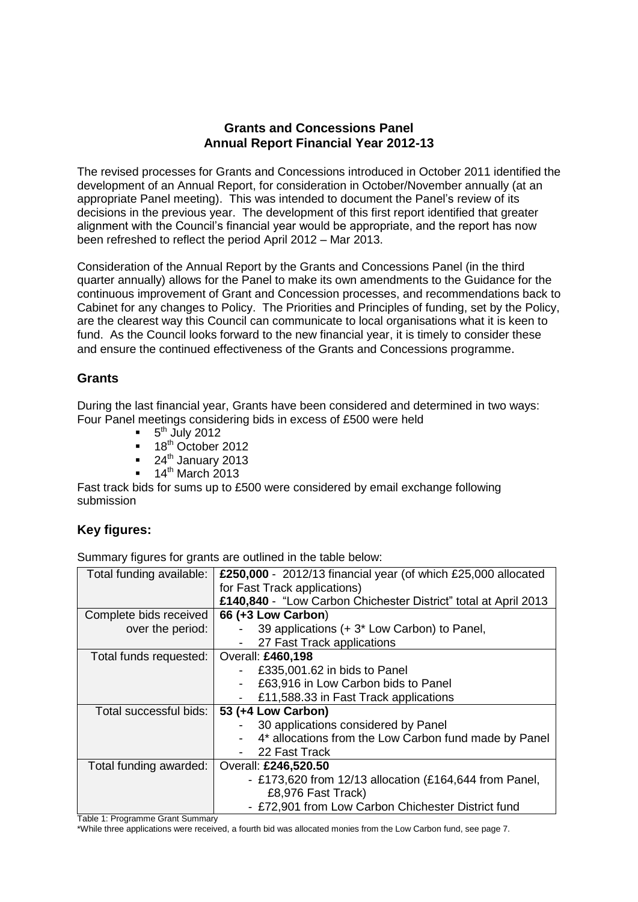# Grants and Concessions Panel
# Annual Report Financial Year 2012-13

The revised processes for Grants and Concessions introduced in October 2011 identified the development of an Annual Report, for consideration in October/November annually (at an appropriate Panel meeting). This was intended to document the Panel's review of its decisions in the previous year. The development of this first report identified that greater alignment with the Council's financial year would be appropriate, and the report has now been refreshed to reflect the period April 2012 – Mar 2013.

Consideration of the Annual Report by the Grants and Concessions Panel (in the third quarter annually) allows for the Panel to make its own amendments to the Guidance for the continuous improvement of Grant and Concession processes, and recommendations back to Cabinet for any changes to Policy. The Priorities and Principles of funding, set by the Policy, are the clearest way this Council can communicate to local organisations what it is keen to fund. As the Council looks forward to the new financial year, it is timely to consider these and ensure the continued effectiveness of the Grants and Concessions programme.

## Grants

During the last financial year, Grants have been considered and determined in two ways:
Four Panel meetings considering bids in excess of £500 were held

- 5th July 2012
- 18th October 2012
- 24th January 2013
- 14th March 2013

Fast track bids for sums up to £500 were considered by email exchange following submission

## Key figures:

Summary figures for grants are outlined in the table below:

| | |
|---|---|
| Total funding available: | **£250,000** - 2012/13 financial year (of which £25,000 allocated for Fast Track applications)<br>**£140,840** - "Low Carbon Chichester District" total at April 2013 |
| Complete bids received over the period: | **66 (+3 Low Carbon)**<br>- 39 applications (+ 3* Low Carbon) to Panel,<br>- 27 Fast Track applications |
| Total funds requested: | Overall: **£460,198**<br>- £335,001.62 in bids to Panel<br>- £63,916 in Low Carbon bids to Panel<br>- £11,588.33 in Fast Track applications |
| Total successful bids: | **53 (+4 Low Carbon)**<br>- 30 applications considered by Panel<br>- 4* allocations from the Low Carbon fund made by Panel<br>- 22 Fast Track |
| Total funding awarded: | Overall: **£246,520.50**<br>- £173,620 from 12/13 allocation (£164,644 from Panel, £8,976 Fast Track)<br>- £72,901 from Low Carbon Chichester District fund |

Table 1: Programme Grant Summary

*While three applications were received, a fourth bid was allocated monies from the Low Carbon fund, see page 7.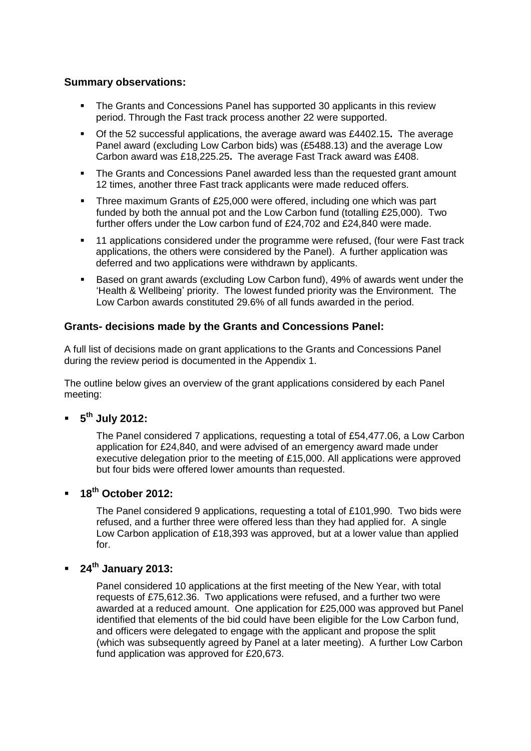## Summary observations:

- The Grants and Concessions Panel has supported 30 applicants in this review period. Through the Fast track process another 22 were supported.
- Of the 52 successful applications, the average award was £4402.15**.** The average Panel award (excluding Low Carbon bids) was (£5488.13) and the average Low Carbon award was £18,225.25**.** The average Fast Track award was £408.
- The Grants and Concessions Panel awarded less than the requested grant amount 12 times, another three Fast track applicants were made reduced offers.
- Three maximum Grants of £25,000 were offered, including one which was part funded by both the annual pot and the Low Carbon fund (totalling £25,000). Two further offers under the Low carbon fund of £24,702 and £24,840 were made.
- 11 applications considered under the programme were refused, (four were Fast track applications, the others were considered by the Panel). A further application was deferred and two applications were withdrawn by applicants.
- Based on grant awards (excluding Low Carbon fund), 49% of awards went under the 'Health & Wellbeing' priority. The lowest funded priority was the Environment. The Low Carbon awards constituted 29.6% of all funds awarded in the period.

## Grants- decisions made by the Grants and Concessions Panel:

A full list of decisions made on grant applications to the Grants and Concessions Panel during the review period is documented in the Appendix 1.

The outline below gives an overview of the grant applications considered by each Panel meeting:

- **5th July 2012:**

  The Panel considered 7 applications, requesting a total of £54,477.06, a Low Carbon application for £24,840, and were advised of an emergency award made under executive delegation prior to the meeting of £15,000. All applications were approved but four bids were offered lower amounts than requested.

- **18th October 2012:**

  The Panel considered 9 applications, requesting a total of £101,990. Two bids were refused, and a further three were offered less than they had applied for. A single Low Carbon application of £18,393 was approved, but at a lower value than applied for.

- **24th January 2013:**

  Panel considered 10 applications at the first meeting of the New Year, with total requests of £75,612.36. Two applications were refused, and a further two were awarded at a reduced amount. One application for £25,000 was approved but Panel identified that elements of the bid could have been eligible for the Low Carbon fund, and officers were delegated to engage with the applicant and propose the split (which was subsequently agreed by Panel at a later meeting). A further Low Carbon fund application was approved for £20,673.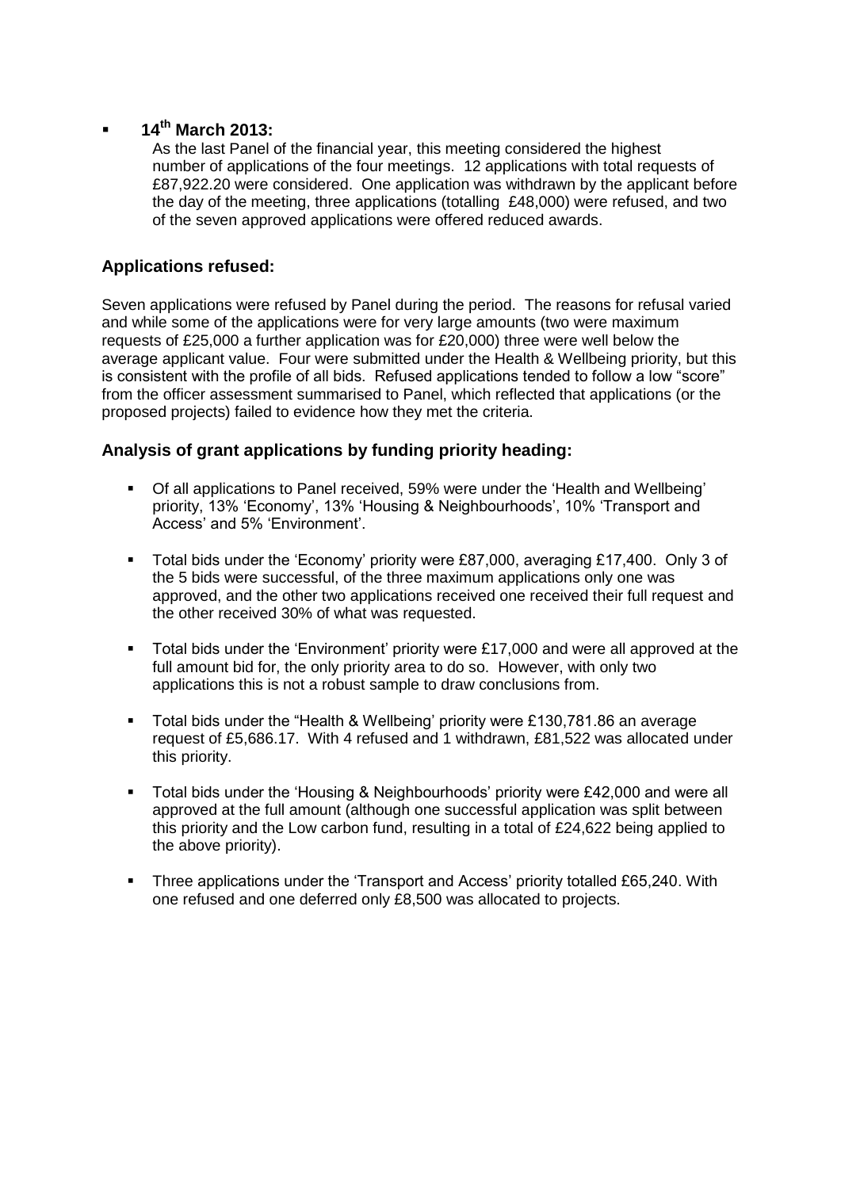- **14th March 2013:**
  As the last Panel of the financial year, this meeting considered the highest number of applications of the four meetings. 12 applications with total requests of £87,922.20 were considered. One application was withdrawn by the applicant before the day of the meeting, three applications (totalling £48,000) were refused, and two of the seven approved applications were offered reduced awards.

### Applications refused:

Seven applications were refused by Panel during the period. The reasons for refusal varied and while some of the applications were for very large amounts (two were maximum requests of £25,000 a further application was for £20,000) three were well below the average applicant value. Four were submitted under the Health & Wellbeing priority, but this is consistent with the profile of all bids. Refused applications tended to follow a low "score" from the officer assessment summarised to Panel, which reflected that applications (or the proposed projects) failed to evidence how they met the criteria.

### Analysis of grant applications by funding priority heading:

- Of all applications to Panel received, 59% were under the 'Health and Wellbeing' priority, 13% 'Economy', 13% 'Housing & Neighbourhoods', 10% 'Transport and Access' and 5% 'Environment'.
- Total bids under the 'Economy' priority were £87,000, averaging £17,400. Only 3 of the 5 bids were successful, of the three maximum applications only one was approved, and the other two applications received one received their full request and the other received 30% of what was requested.
- Total bids under the 'Environment' priority were £17,000 and were all approved at the full amount bid for, the only priority area to do so. However, with only two applications this is not a robust sample to draw conclusions from.
- Total bids under the "Health & Wellbeing' priority were £130,781.86 an average request of £5,686.17. With 4 refused and 1 withdrawn, £81,522 was allocated under this priority.
- Total bids under the 'Housing & Neighbourhoods' priority were £42,000 and were all approved at the full amount (although one successful application was split between this priority and the Low carbon fund, resulting in a total of £24,622 being applied to the above priority).
- Three applications under the 'Transport and Access' priority totalled £65,240. With one refused and one deferred only £8,500 was allocated to projects.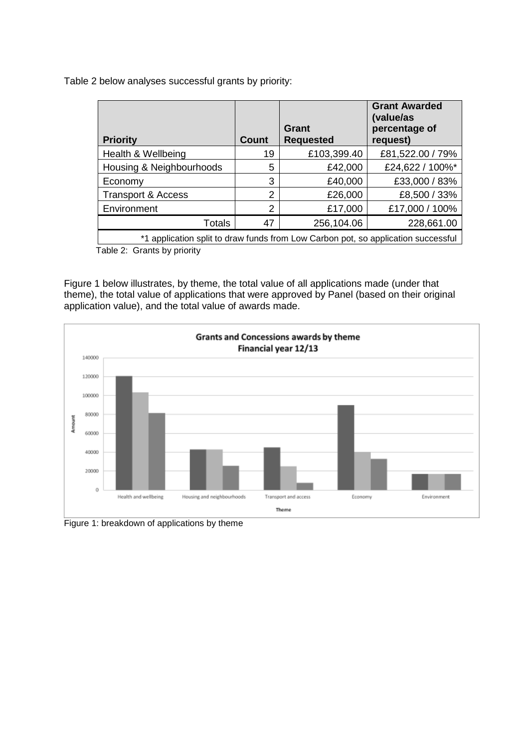Table 2 below analyses successful grants by priority:

| Priority | Count | Grant Requested | Grant Awarded (value/as percentage of request) |
|---|---|---|---|
| Health & Wellbeing | 19 | £103,399.40 | £81,522.00 / 79% |
| Housing & Neighbourhoods | 5 | £42,000 | £24,622 / 100%* |
| Economy | 3 | £40,000 | £33,000 / 83% |
| Transport & Access | 2 | £26,000 | £8,500 / 33% |
| Environment | 2 | £17,000 | £17,000 / 100% |
| Totals | 47 | 256,104.06 | 228,661.00 |

*1 application split to draw funds from Low Carbon pot, so application successful

Table 2: Grants by priority

Figure 1 below illustrates, by theme, the total value of all applications made (under that theme), the total value of applications that were approved by Panel (based on their original application value), and the total value of awards made.

Figure 1: breakdown of applications by theme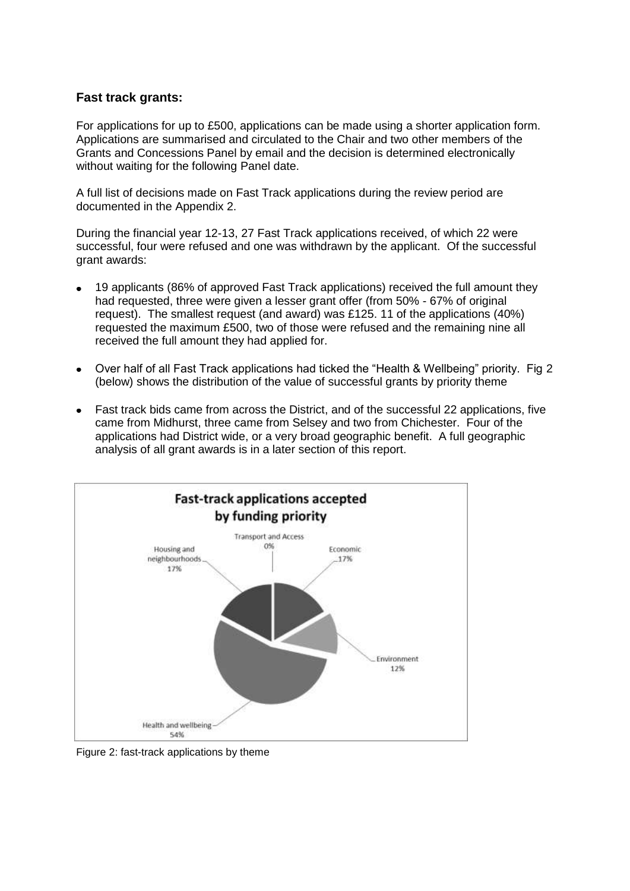### Fast track grants:

For applications for up to £500, applications can be made using a shorter application form. Applications are summarised and circulated to the Chair and two other members of the Grants and Concessions Panel by email and the decision is determined electronically without waiting for the following Panel date.

A full list of decisions made on Fast Track applications during the review period are documented in the Appendix 2.

During the financial year 12-13, 27 Fast Track applications received, of which 22 were successful, four were refused and one was withdrawn by the applicant. Of the successful grant awards:

- 19 applicants (86% of approved Fast Track applications) received the full amount they had requested, three were given a lesser grant offer (from 50% - 67% of original request). The smallest request (and award) was £125. 11 of the applications (40%) requested the maximum £500, two of those were refused and the remaining nine all received the full amount they had applied for.
- Over half of all Fast Track applications had ticked the "Health & Wellbeing" priority. Fig 2 (below) shows the distribution of the value of successful grants by priority theme
- Fast track bids came from across the District, and of the successful 22 applications, five came from Midhurst, three came from Selsey and two from Chichester. Four of the applications had District wide, or a very broad geographic benefit. A full geographic analysis of all grant awards is in a later section of this report.

**Fast-track applications accepted by funding priority**

- Transport and Access 0%
- Economic 17%
- Environment 12%
- Health and wellbeing 54%
- Housing and neighbourhoods 17%

Figure 2: fast-track applications by theme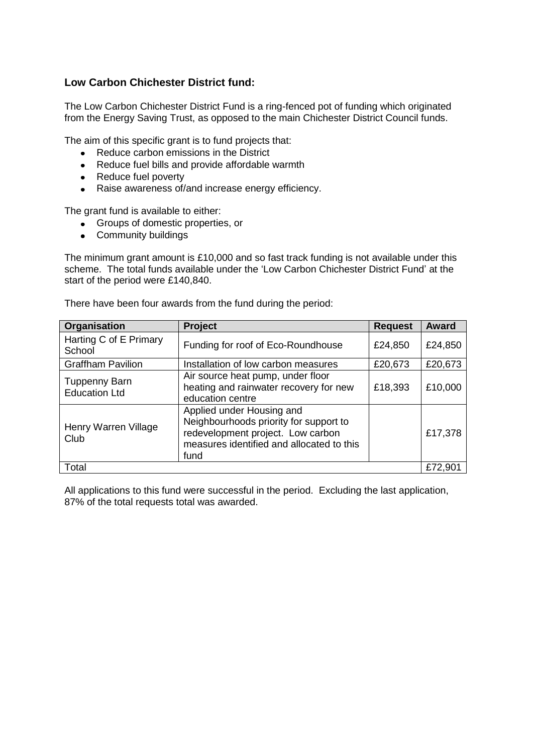### Low Carbon Chichester District fund:

The Low Carbon Chichester District Fund is a ring-fenced pot of funding which originated from the Energy Saving Trust, as opposed to the main Chichester District Council funds.

The aim of this specific grant is to fund projects that:

- Reduce carbon emissions in the District
- Reduce fuel bills and provide affordable warmth
- Reduce fuel poverty
- Raise awareness of/and increase energy efficiency.

The grant fund is available to either:

- Groups of domestic properties, or
- Community buildings

The minimum grant amount is £10,000 and so fast track funding is not available under this scheme. The total funds available under the 'Low Carbon Chichester District Fund' at the start of the period were £140,840.

There have been four awards from the fund during the period:

| Organisation | Project | Request | Award |
|---|---|---|---|
| Harting C of E Primary School | Funding for roof of Eco-Roundhouse | £24,850 | £24,850 |
| Graffham Pavilion | Installation of low carbon measures | £20,673 | £20,673 |
| Tuppenny Barn Education Ltd | Air source heat pump, under floor heating and rainwater recovery for new education centre | £18,393 | £10,000 |
| Henry Warren Village Club | Applied under Housing and Neighbourhoods priority for support to redevelopment project. Low carbon measures identified and allocated to this fund | | £17,378 |
| Total | | | £72,901 |

All applications to this fund were successful in the period. Excluding the last application, 87% of the total requests total was awarded.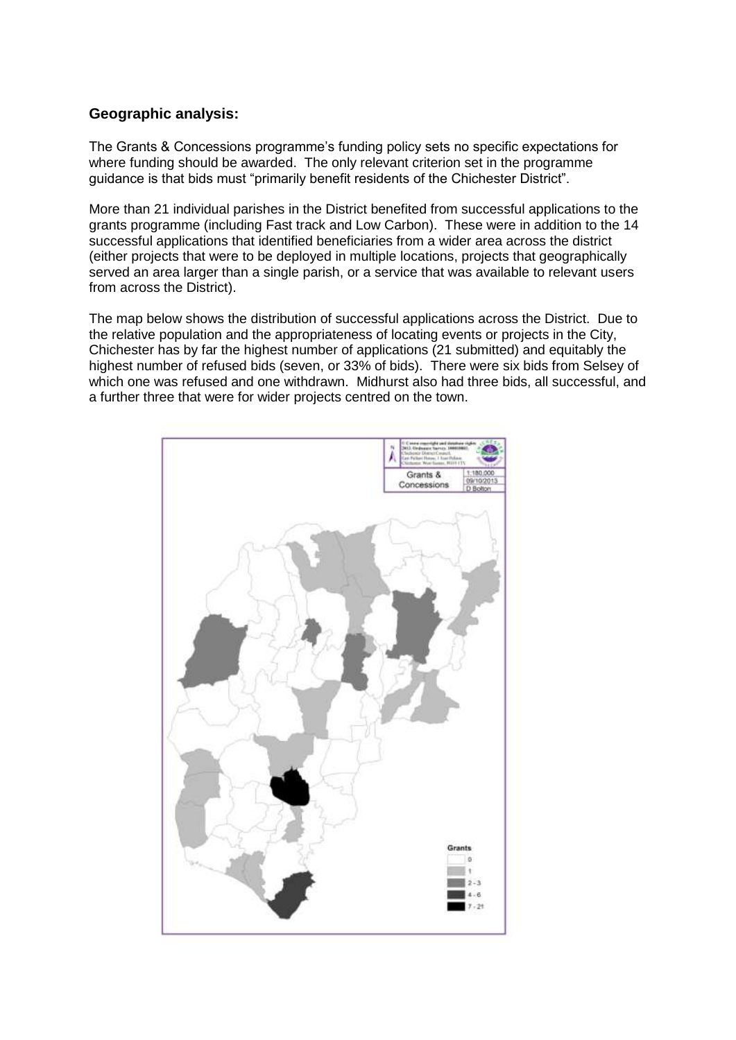### Geographic analysis:

The Grants & Concessions programme's funding policy sets no specific expectations for where funding should be awarded. The only relevant criterion set in the programme guidance is that bids must "primarily benefit residents of the Chichester District".

More than 21 individual parishes in the District benefited from successful applications to the grants programme (including Fast track and Low Carbon). These were in addition to the 14 successful applications that identified beneficiaries from a wider area across the district (either projects that were to be deployed in multiple locations, projects that geographically served an area larger than a single parish, or a service that was available to relevant users from across the District).

The map below shows the distribution of successful applications across the District. Due to the relative population and the appropriateness of locating events or projects in the City, Chichester has by far the highest number of applications (21 submitted) and equitably the highest number of refused bids (seven, or 33% of bids). There were six bids from Selsey of which one was refused and one withdrawn. Midhurst also had three bids, all successful, and a further three that were for wider projects centred on the town.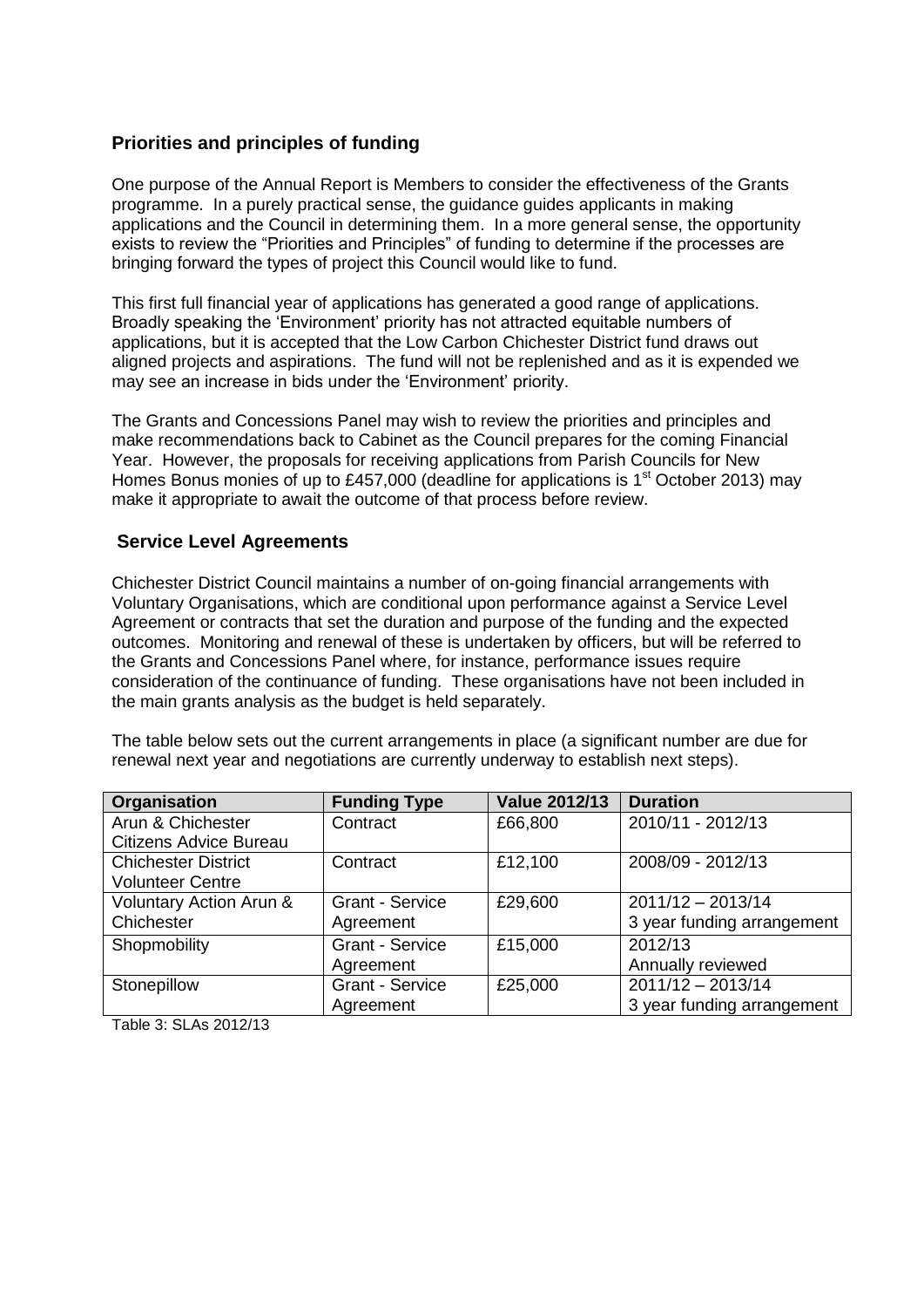## Priorities and principles of funding

One purpose of the Annual Report is Members to consider the effectiveness of the Grants programme. In a purely practical sense, the guidance guides applicants in making applications and the Council in determining them. In a more general sense, the opportunity exists to review the "Priorities and Principles" of funding to determine if the processes are bringing forward the types of project this Council would like to fund.

This first full financial year of applications has generated a good range of applications. Broadly speaking the 'Environment' priority has not attracted equitable numbers of applications, but it is accepted that the Low Carbon Chichester District fund draws out aligned projects and aspirations. The fund will not be replenished and as it is expended we may see an increase in bids under the 'Environment' priority.

The Grants and Concessions Panel may wish to review the priorities and principles and make recommendations back to Cabinet as the Council prepares for the coming Financial Year. However, the proposals for receiving applications from Parish Councils for New Homes Bonus monies of up to £457,000 (deadline for applications is 1st October 2013) may make it appropriate to await the outcome of that process before review.

## Service Level Agreements

Chichester District Council maintains a number of on-going financial arrangements with Voluntary Organisations, which are conditional upon performance against a Service Level Agreement or contracts that set the duration and purpose of the funding and the expected outcomes. Monitoring and renewal of these is undertaken by officers, but will be referred to the Grants and Concessions Panel where, for instance, performance issues require consideration of the continuance of funding. These organisations have not been included in the main grants analysis as the budget is held separately.

The table below sets out the current arrangements in place (a significant number are due for renewal next year and negotiations are currently underway to establish next steps).

| Organisation | Funding Type | Value 2012/13 | Duration |
|---|---|---|---|
| Arun & Chichester Citizens Advice Bureau | Contract | £66,800 | 2010/11 - 2012/13 |
| Chichester District Volunteer Centre | Contract | £12,100 | 2008/09 - 2012/13 |
| Voluntary Action Arun & Chichester | Grant - Service Agreement | £29,600 | 2011/12 – 2013/14 3 year funding arrangement |
| Shopmobility | Grant - Service Agreement | £15,000 | 2012/13 Annually reviewed |
| Stonepillow | Grant - Service Agreement | £25,000 | 2011/12 – 2013/14 3 year funding arrangement |

Table 3: SLAs 2012/13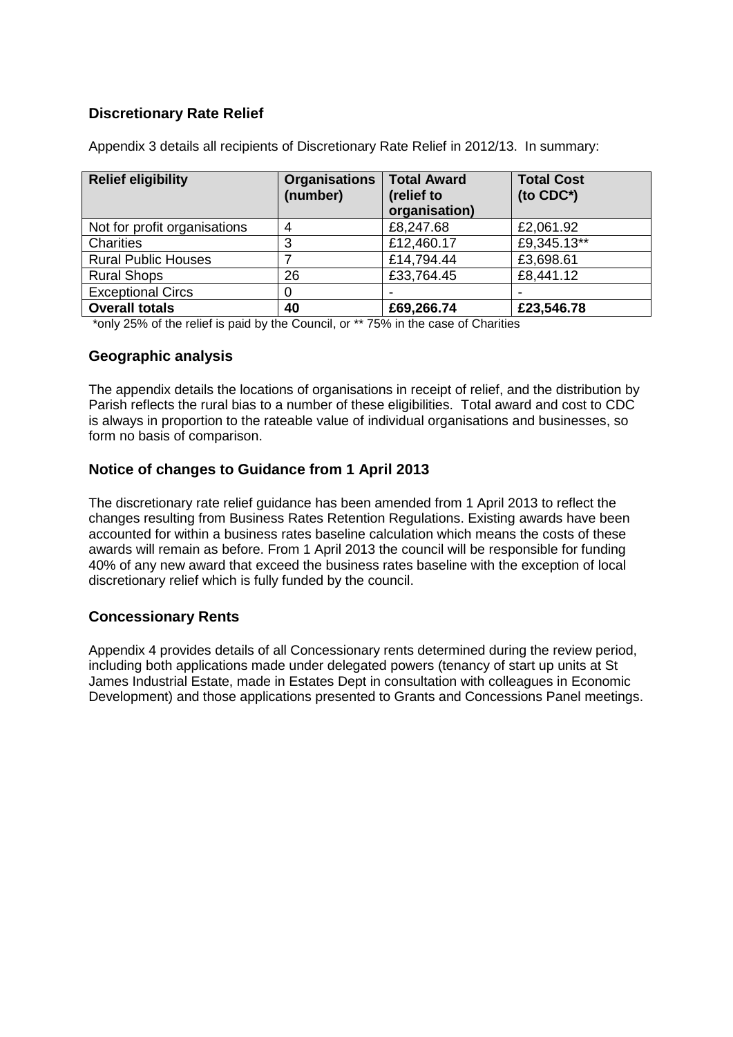## Discretionary Rate Relief

Appendix 3 details all recipients of Discretionary Rate Relief in 2012/13. In summary:

| Relief eligibility | Organisations (number) | Total Award (relief to organisation) | Total Cost (to CDC*) |
|---|---|---|---|
| Not for profit organisations | 4 | £8,247.68 | £2,061.92 |
| Charities | 3 | £12,460.17 | £9,345.13** |
| Rural Public Houses | 7 | £14,794.44 | £3,698.61 |
| Rural Shops | 26 | £33,764.45 | £8,441.12 |
| Exceptional Circs | 0 | - | - |
| **Overall totals** | **40** | **£69,266.74** | **£23,546.78** |

*only 25% of the relief is paid by the Council, or ** 75% in the case of Charities

## Geographic analysis

The appendix details the locations of organisations in receipt of relief, and the distribution by Parish reflects the rural bias to a number of these eligibilities. Total award and cost to CDC is always in proportion to the rateable value of individual organisations and businesses, so form no basis of comparison.

## Notice of changes to Guidance from 1 April 2013

The discretionary rate relief guidance has been amended from 1 April 2013 to reflect the changes resulting from Business Rates Retention Regulations. Existing awards have been accounted for within a business rates baseline calculation which means the costs of these awards will remain as before. From 1 April 2013 the council will be responsible for funding 40% of any new award that exceed the business rates baseline with the exception of local discretionary relief which is fully funded by the council.

## Concessionary Rents

Appendix 4 provides details of all Concessionary rents determined during the review period, including both applications made under delegated powers (tenancy of start up units at St James Industrial Estate, made in Estates Dept in consultation with colleagues in Economic Development) and those applications presented to Grants and Concessions Panel meetings.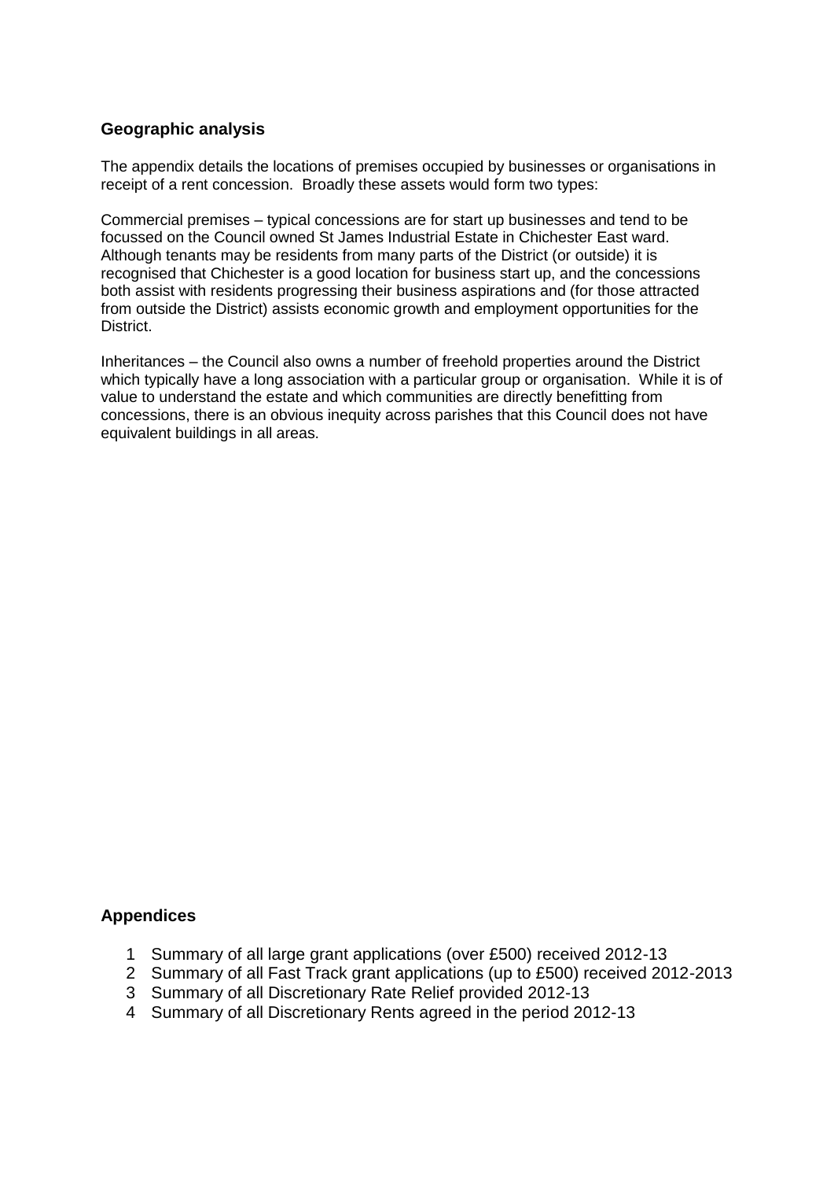## Geographic analysis

The appendix details the locations of premises occupied by businesses or organisations in receipt of a rent concession. Broadly these assets would form two types:

Commercial premises – typical concessions are for start up businesses and tend to be focussed on the Council owned St James Industrial Estate in Chichester East ward. Although tenants may be residents from many parts of the District (or outside) it is recognised that Chichester is a good location for business start up, and the concessions both assist with residents progressing their business aspirations and (for those attracted from outside the District) assists economic growth and employment opportunities for the District.

Inheritances – the Council also owns a number of freehold properties around the District which typically have a long association with a particular group or organisation. While it is of value to understand the estate and which communities are directly benefitting from concessions, there is an obvious inequity across parishes that this Council does not have equivalent buildings in all areas.

## Appendices

1. Summary of all large grant applications (over £500) received 2012-13
2. Summary of all Fast Track grant applications (up to £500) received 2012-2013
3. Summary of all Discretionary Rate Relief provided 2012-13
4. Summary of all Discretionary Rents agreed in the period 2012-13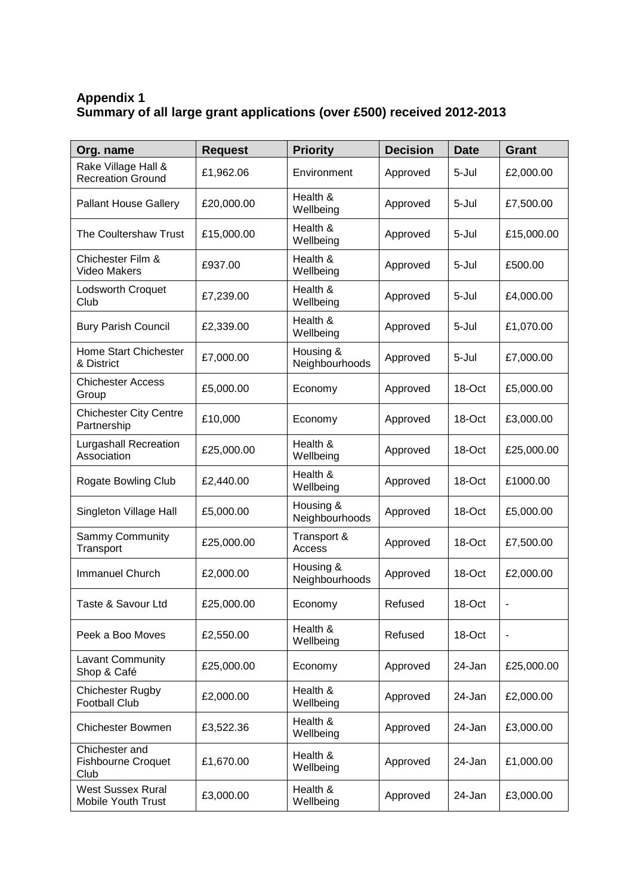**Appendix 1**
**Summary of all large grant applications (over £500) received 2012-2013**

| Org. name | Request | Priority | Decision | Date | Grant |
|---|---|---|---|---|---|
| Rake Village Hall & Recreation Ground | £1,962.06 | Environment | Approved | 5-Jul | £2,000.00 |
| Pallant House Gallery | £20,000.00 | Health & Wellbeing | Approved | 5-Jul | £7,500.00 |
| The Coultershaw Trust | £15,000.00 | Health & Wellbeing | Approved | 5-Jul | £15,000.00 |
| Chichester Film & Video Makers | £937.00 | Health & Wellbeing | Approved | 5-Jul | £500.00 |
| Lodsworth Croquet Club | £7,239.00 | Health & Wellbeing | Approved | 5-Jul | £4,000.00 |
| Bury Parish Council | £2,339.00 | Health & Wellbeing | Approved | 5-Jul | £1,070.00 |
| Home Start Chichester & District | £7,000.00 | Housing & Neighbourhoods | Approved | 5-Jul | £7,000.00 |
| Chichester Access Group | £5,000.00 | Economy | Approved | 18-Oct | £5,000.00 |
| Chichester City Centre Partnership | £10,000 | Economy | Approved | 18-Oct | £3,000.00 |
| Lurgashall Recreation Association | £25,000.00 | Health & Wellbeing | Approved | 18-Oct | £25,000.00 |
| Rogate Bowling Club | £2,440.00 | Health & Wellbeing | Approved | 18-Oct | £1000.00 |
| Singleton Village Hall | £5,000.00 | Housing & Neighbourhoods | Approved | 18-Oct | £5,000.00 |
| Sammy Community Transport | £25,000.00 | Transport & Access | Approved | 18-Oct | £7,500.00 |
| Immanuel Church | £2,000.00 | Housing & Neighbourhoods | Approved | 18-Oct | £2,000.00 |
| Taste & Savour Ltd | £25,000.00 | Economy | Refused | 18-Oct | - |
| Peek a Boo Moves | £2,550.00 | Health & Wellbeing | Refused | 18-Oct | - |
| Lavant Community Shop & Café | £25,000.00 | Economy | Approved | 24-Jan | £25,000.00 |
| Chichester Rugby Football Club | £2,000.00 | Health & Wellbeing | Approved | 24-Jan | £2,000.00 |
| Chichester Bowmen | £3,522.36 | Health & Wellbeing | Approved | 24-Jan | £3,000.00 |
| Chichester and Fishbourne Croquet Club | £1,670.00 | Health & Wellbeing | Approved | 24-Jan | £1,000.00 |
| West Sussex Rural Mobile Youth Trust | £3,000.00 | Health & Wellbeing | Approved | 24-Jan | £3,000.00 |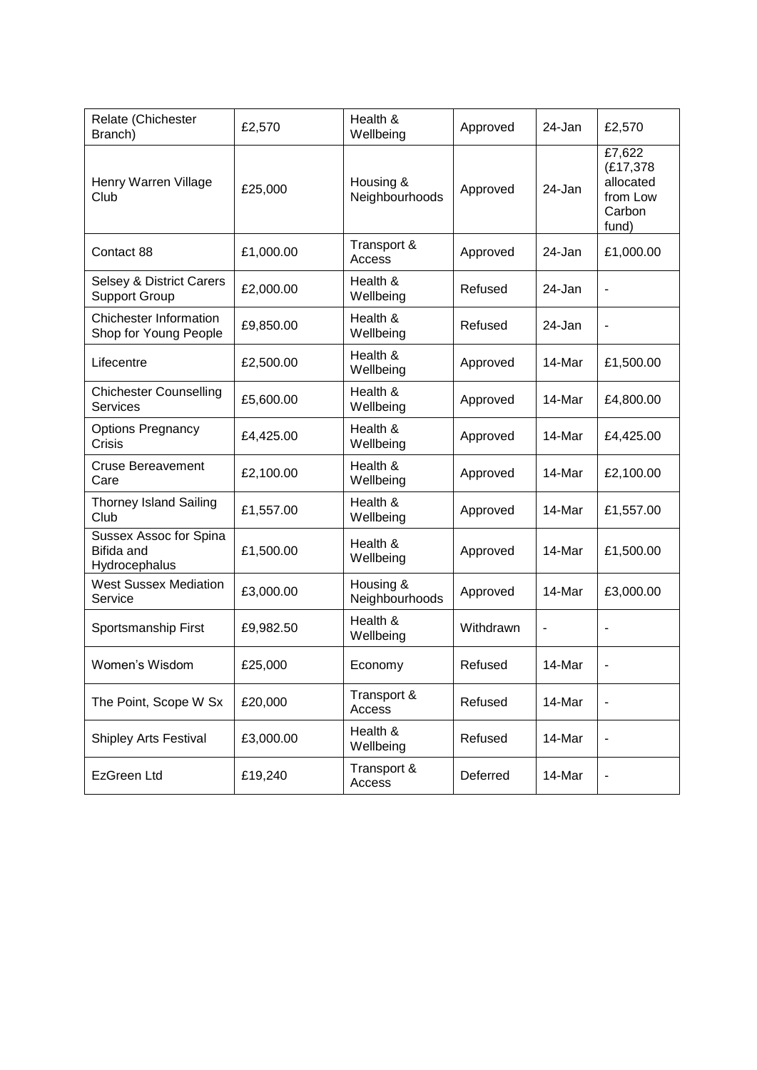| Relate (Chichester Branch) | £2,570 | Health & Wellbeing | Approved | 24-Jan | £2,570 |
|---|---|---|---|---|---|
| Henry Warren Village Club | £25,000 | Housing & Neighbourhoods | Approved | 24-Jan | £7,622 (£17,378 allocated from Low Carbon fund) |
| Contact 88 | £1,000.00 | Transport & Access | Approved | 24-Jan | £1,000.00 |
| Selsey & District Carers Support Group | £2,000.00 | Health & Wellbeing | Refused | 24-Jan | - |
| Chichester Information Shop for Young People | £9,850.00 | Health & Wellbeing | Refused | 24-Jan | - |
| Lifecentre | £2,500.00 | Health & Wellbeing | Approved | 14-Mar | £1,500.00 |
| Chichester Counselling Services | £5,600.00 | Health & Wellbeing | Approved | 14-Mar | £4,800.00 |
| Options Pregnancy Crisis | £4,425.00 | Health & Wellbeing | Approved | 14-Mar | £4,425.00 |
| Cruse Bereavement Care | £2,100.00 | Health & Wellbeing | Approved | 14-Mar | £2,100.00 |
| Thorney Island Sailing Club | £1,557.00 | Health & Wellbeing | Approved | 14-Mar | £1,557.00 |
| Sussex Assoc for Spina Bifida and Hydrocephalus | £1,500.00 | Health & Wellbeing | Approved | 14-Mar | £1,500.00 |
| West Sussex Mediation Service | £3,000.00 | Housing & Neighbourhoods | Approved | 14-Mar | £3,000.00 |
| Sportsmanship First | £9,982.50 | Health & Wellbeing | Withdrawn | - | - |
| Women's Wisdom | £25,000 | Economy | Refused | 14-Mar | - |
| The Point, Scope W Sx | £20,000 | Transport & Access | Refused | 14-Mar | - |
| Shipley Arts Festival | £3,000.00 | Health & Wellbeing | Refused | 14-Mar | - |
| EzGreen Ltd | £19,240 | Transport & Access | Deferred | 14-Mar | - |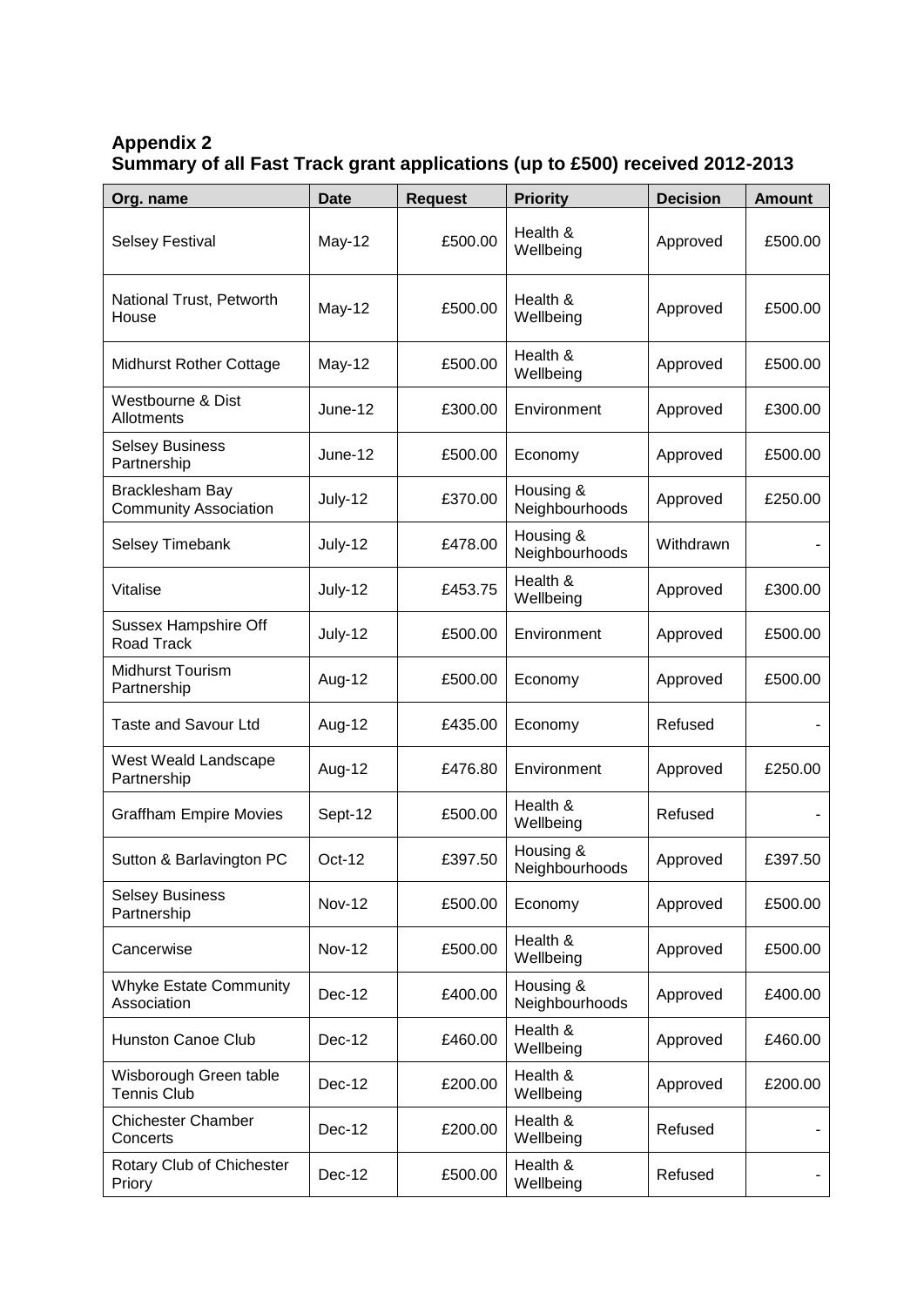**Appendix 2**
**Summary of all Fast Track grant applications (up to £500) received 2012-2013**

| Org. name | Date | Request | Priority | Decision | Amount |
|---|---|---|---|---|---|
| Selsey Festival | May-12 | £500.00 | Health & Wellbeing | Approved | £500.00 |
| National Trust, Petworth House | May-12 | £500.00 | Health & Wellbeing | Approved | £500.00 |
| Midhurst Rother Cottage | May-12 | £500.00 | Health & Wellbeing | Approved | £500.00 |
| Westbourne & Dist Allotments | June-12 | £300.00 | Environment | Approved | £300.00 |
| Selsey Business Partnership | June-12 | £500.00 | Economy | Approved | £500.00 |
| Bracklesham Bay Community Association | July-12 | £370.00 | Housing & Neighbourhoods | Approved | £250.00 |
| Selsey Timebank | July-12 | £478.00 | Housing & Neighbourhoods | Withdrawn | - |
| Vitalise | July-12 | £453.75 | Health & Wellbeing | Approved | £300.00 |
| Sussex Hampshire Off Road Track | July-12 | £500.00 | Environment | Approved | £500.00 |
| Midhurst Tourism Partnership | Aug-12 | £500.00 | Economy | Approved | £500.00 |
| Taste and Savour Ltd | Aug-12 | £435.00 | Economy | Refused | - |
| West Weald Landscape Partnership | Aug-12 | £476.80 | Environment | Approved | £250.00 |
| Graffham Empire Movies | Sept-12 | £500.00 | Health & Wellbeing | Refused | - |
| Sutton & Barlavington PC | Oct-12 | £397.50 | Housing & Neighbourhoods | Approved | £397.50 |
| Selsey Business Partnership | Nov-12 | £500.00 | Economy | Approved | £500.00 |
| Cancerwise | Nov-12 | £500.00 | Health & Wellbeing | Approved | £500.00 |
| Whyke Estate Community Association | Dec-12 | £400.00 | Housing & Neighbourhoods | Approved | £400.00 |
| Hunston Canoe Club | Dec-12 | £460.00 | Health & Wellbeing | Approved | £460.00 |
| Wisborough Green table Tennis Club | Dec-12 | £200.00 | Health & Wellbeing | Approved | £200.00 |
| Chichester Chamber Concerts | Dec-12 | £200.00 | Health & Wellbeing | Refused | - |
| Rotary Club of Chichester Priory | Dec-12 | £500.00 | Health & Wellbeing | Refused | - |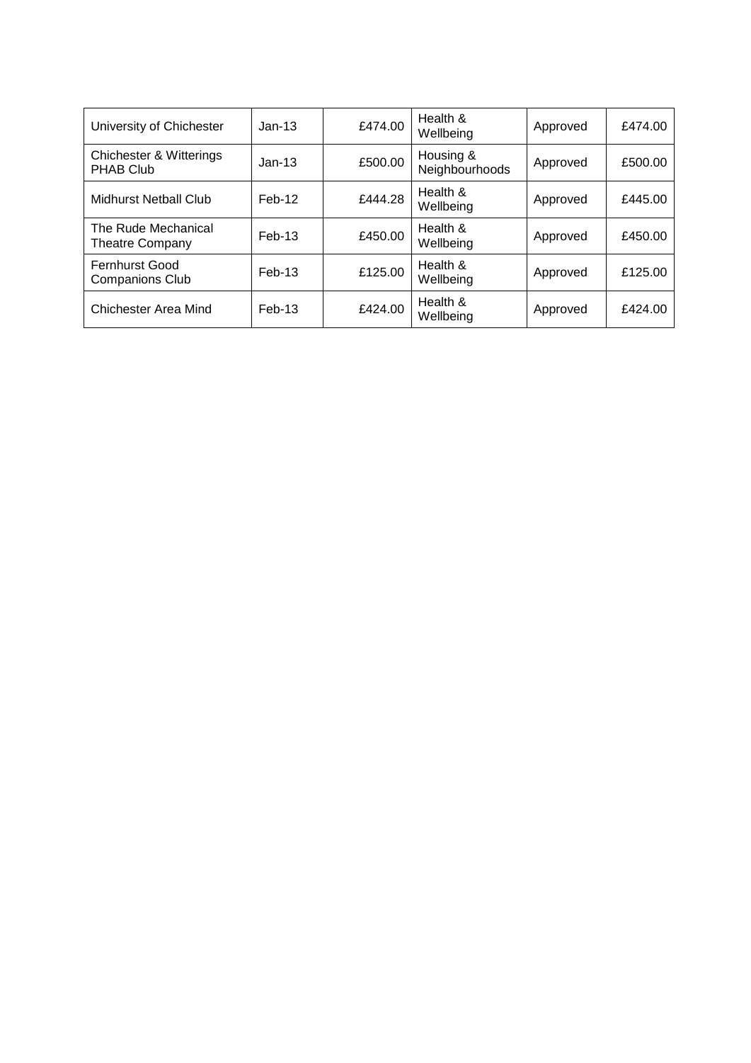| | | | | | |
|---|---|---|---|---|---|
| University of Chichester | Jan-13 | £474.00 | Health & Wellbeing | Approved | £474.00 |
| Chichester & Witterings PHAB Club | Jan-13 | £500.00 | Housing & Neighbourhoods | Approved | £500.00 |
| Midhurst Netball Club | Feb-12 | £444.28 | Health & Wellbeing | Approved | £445.00 |
| The Rude Mechanical Theatre Company | Feb-13 | £450.00 | Health & Wellbeing | Approved | £450.00 |
| Fernhurst Good Companions Club | Feb-13 | £125.00 | Health & Wellbeing | Approved | £125.00 |
| Chichester Area Mind | Feb-13 | £424.00 | Health & Wellbeing | Approved | £424.00 |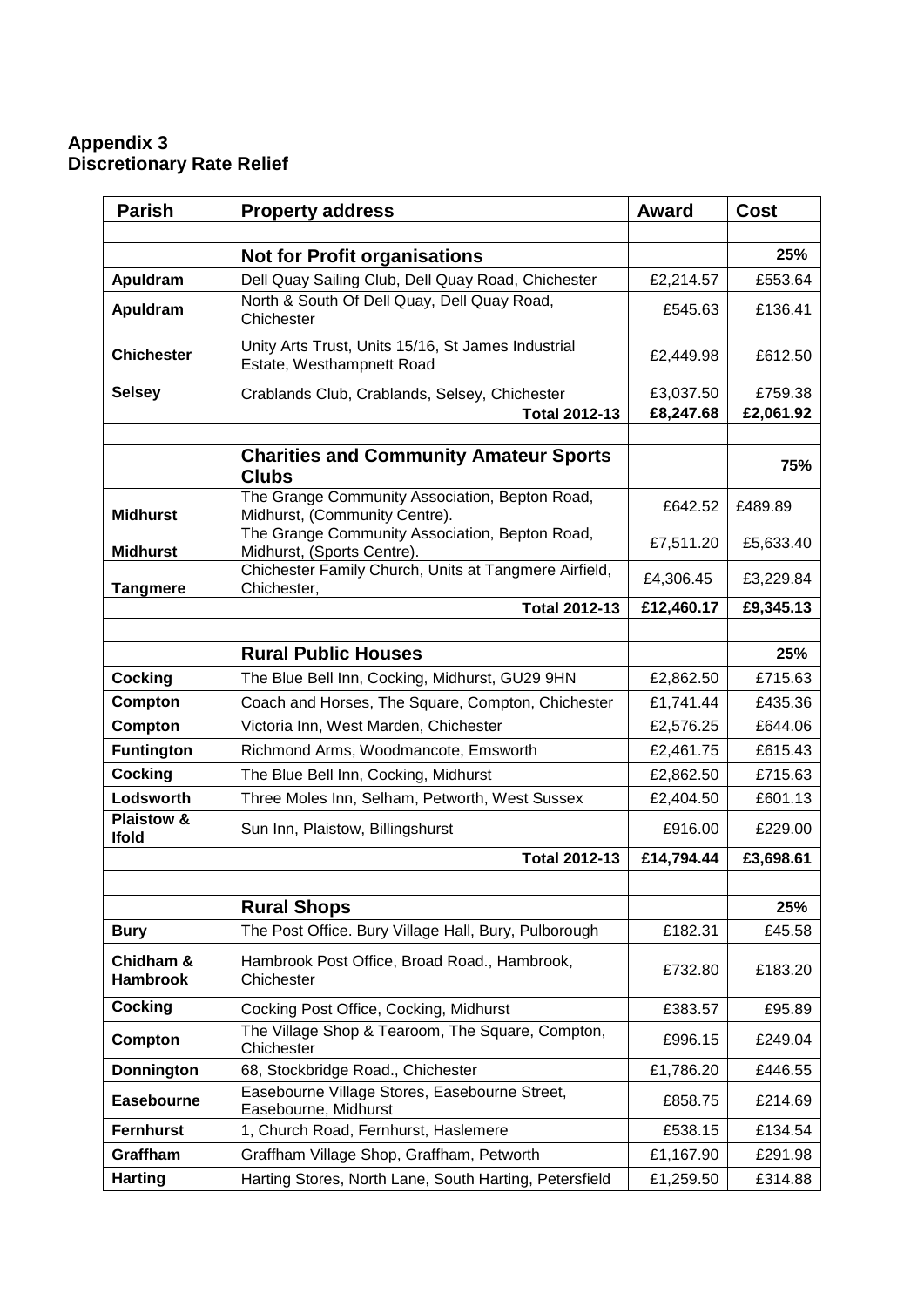**Appendix 3**
**Discretionary Rate Relief**

| Parish | Property address | Award | Cost |
|---|---|---|---|
| | | | |
| | **Not for Profit organisations** | | **25%** |
| **Apuldram** | Dell Quay Sailing Club, Dell Quay Road, Chichester | £2,214.57 | £553.64 |
| **Apuldram** | North & South Of Dell Quay, Dell Quay Road, Chichester | £545.63 | £136.41 |
| **Chichester** | Unity Arts Trust, Units 15/16, St James Industrial Estate, Westhampnett Road | £2,449.98 | £612.50 |
| **Selsey** | Crablands Club, Crablands, Selsey, Chichester | £3,037.50 | £759.38 |
| | **Total 2012-13** | **£8,247.68** | **£2,061.92** |
| | | | |
| | **Charities and Community Amateur Sports Clubs** | | **75%** |
| **Midhurst** | The Grange Community Association, Bepton Road, Midhurst, (Community Centre). | £642.52 | £489.89 |
| **Midhurst** | The Grange Community Association, Bepton Road, Midhurst, (Sports Centre). | £7,511.20 | £5,633.40 |
| **Tangmere** | Chichester Family Church, Units at Tangmere Airfield, Chichester, | £4,306.45 | £3,229.84 |
| | **Total 2012-13** | **£12,460.17** | **£9,345.13** |
| | | | |
| | **Rural Public Houses** | | **25%** |
| **Cocking** | The Blue Bell Inn, Cocking, Midhurst, GU29 9HN | £2,862.50 | £715.63 |
| **Compton** | Coach and Horses, The Square, Compton, Chichester | £1,741.44 | £435.36 |
| **Compton** | Victoria Inn, West Marden, Chichester | £2,576.25 | £644.06 |
| **Funtington** | Richmond Arms, Woodmancote, Emsworth | £2,461.75 | £615.43 |
| **Cocking** | The Blue Bell Inn, Cocking, Midhurst | £2,862.50 | £715.63 |
| **Lodsworth** | Three Moles Inn, Selham, Petworth, West Sussex | £2,404.50 | £601.13 |
| **Plaistow & Ifold** | Sun Inn, Plaistow, Billingshurst | £916.00 | £229.00 |
| | **Total 2012-13** | **£14,794.44** | **£3,698.61** |
| | | | |
| | **Rural Shops** | | **25%** |
| **Bury** | The Post Office. Bury Village Hall, Bury, Pulborough | £182.31 | £45.58 |
| **Chidham & Hambrook** | Hambrook Post Office, Broad Road., Hambrook, Chichester | £732.80 | £183.20 |
| **Cocking** | Cocking Post Office, Cocking, Midhurst | £383.57 | £95.89 |
| **Compton** | The Village Shop & Tearoom, The Square, Compton, Chichester | £996.15 | £249.04 |
| **Donnington** | 68, Stockbridge Road., Chichester | £1,786.20 | £446.55 |
| **Easebourne** | Easebourne Village Stores, Easebourne Street, Easebourne, Midhurst | £858.75 | £214.69 |
| **Fernhurst** | 1, Church Road, Fernhurst, Haslemere | £538.15 | £134.54 |
| **Graffham** | Graffham Village Shop, Graffham, Petworth | £1,167.90 | £291.98 |
| **Harting** | Harting Stores, North Lane, South Harting, Petersfield | £1,259.50 | £314.88 |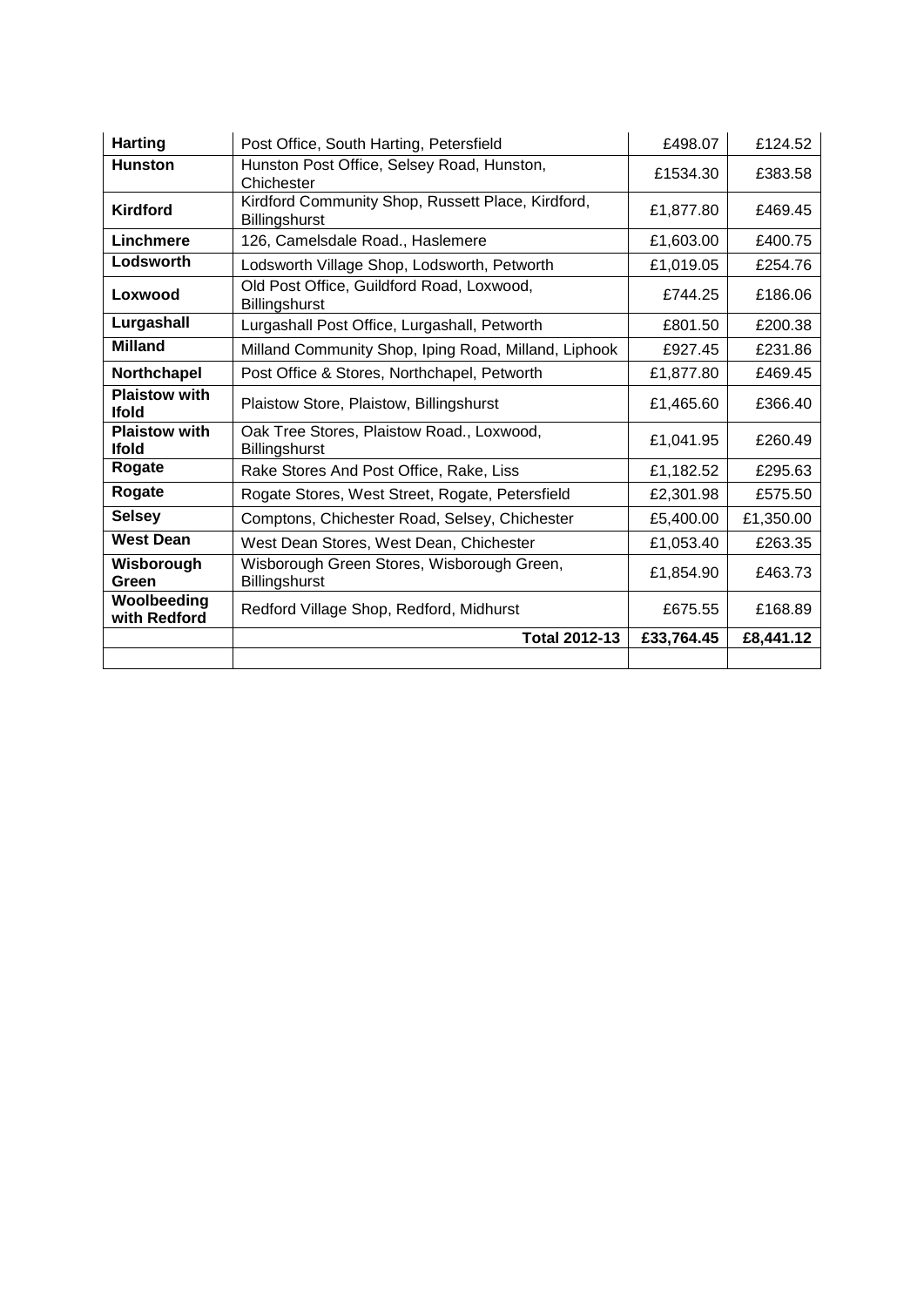| | | | |
|---|---|---|---|
| **Harting** | Post Office, South Harting, Petersfield | £498.07 | £124.52 |
| **Hunston** | Hunston Post Office, Selsey Road, Hunston, Chichester | £1534.30 | £383.58 |
| **Kirdford** | Kirdford Community Shop, Russett Place, Kirdford, Billingshurst | £1,877.80 | £469.45 |
| **Linchmere** | 126, Camelsdale Road., Haslemere | £1,603.00 | £400.75 |
| **Lodsworth** | Lodsworth Village Shop, Lodsworth, Petworth | £1,019.05 | £254.76 |
| **Loxwood** | Old Post Office, Guildford Road, Loxwood, Billingshurst | £744.25 | £186.06 |
| **Lurgashall** | Lurgashall Post Office, Lurgashall, Petworth | £801.50 | £200.38 |
| **Milland** | Milland Community Shop, Iping Road, Milland, Liphook | £927.45 | £231.86 |
| **Northchapel** | Post Office & Stores, Northchapel, Petworth | £1,877.80 | £469.45 |
| **Plaistow with Ifold** | Plaistow Store, Plaistow, Billingshurst | £1,465.60 | £366.40 |
| **Plaistow with Ifold** | Oak Tree Stores, Plaistow Road., Loxwood, Billingshurst | £1,041.95 | £260.49 |
| **Rogate** | Rake Stores And Post Office, Rake, Liss | £1,182.52 | £295.63 |
| **Rogate** | Rogate Stores, West Street, Rogate, Petersfield | £2,301.98 | £575.50 |
| **Selsey** | Comptons, Chichester Road, Selsey, Chichester | £5,400.00 | £1,350.00 |
| **West Dean** | West Dean Stores, West Dean, Chichester | £1,053.40 | £263.35 |
| **Wisborough Green** | Wisborough Green Stores, Wisborough Green, Billingshurst | £1,854.90 | £463.73 |
| **Woolbeeding with Redford** | Redford Village Shop, Redford, Midhurst | £675.55 | £168.89 |
| | **Total 2012-13** | **£33,764.45** | **£8,441.12** |
| | | | |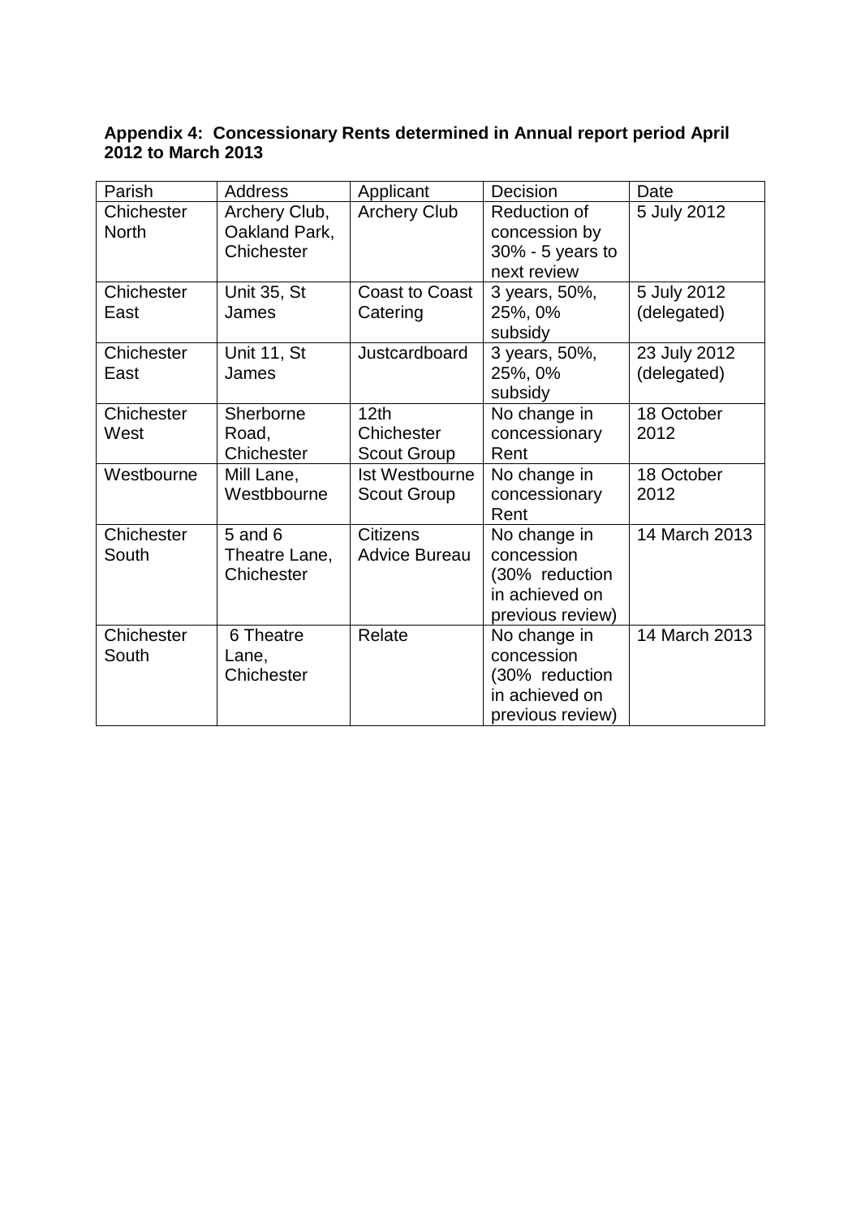**Appendix 4: Concessionary Rents determined in Annual report period April 2012 to March 2013**

| Parish | Address | Applicant | Decision | Date |
|---|---|---|---|---|
| Chichester North | Archery Club, Oakland Park, Chichester | Archery Club | Reduction of concession by 30% - 5 years to next review | 5 July 2012 |
| Chichester East | Unit 35, St James | Coast to Coast Catering | 3 years, 50%, 25%, 0% subsidy | 5 July 2012 (delegated) |
| Chichester East | Unit 11, St James | Justcardboard | 3 years, 50%, 25%, 0% subsidy | 23 July 2012 (delegated) |
| Chichester West | Sherborne Road, Chichester | 12th Chichester Scout Group | No change in concessionary Rent | 18 October 2012 |
| Westbourne | Mill Lane, Westbbourne | Ist Westbourne Scout Group | No change in concessionary Rent | 18 October 2012 |
| Chichester South | 5 and 6 Theatre Lane, Chichester | Citizens Advice Bureau | No change in concession (30% reduction in achieved on previous review) | 14 March 2013 |
| Chichester South | 6 Theatre Lane, Chichester | Relate | No change in concession (30% reduction in achieved on previous review) | 14 March 2013 |